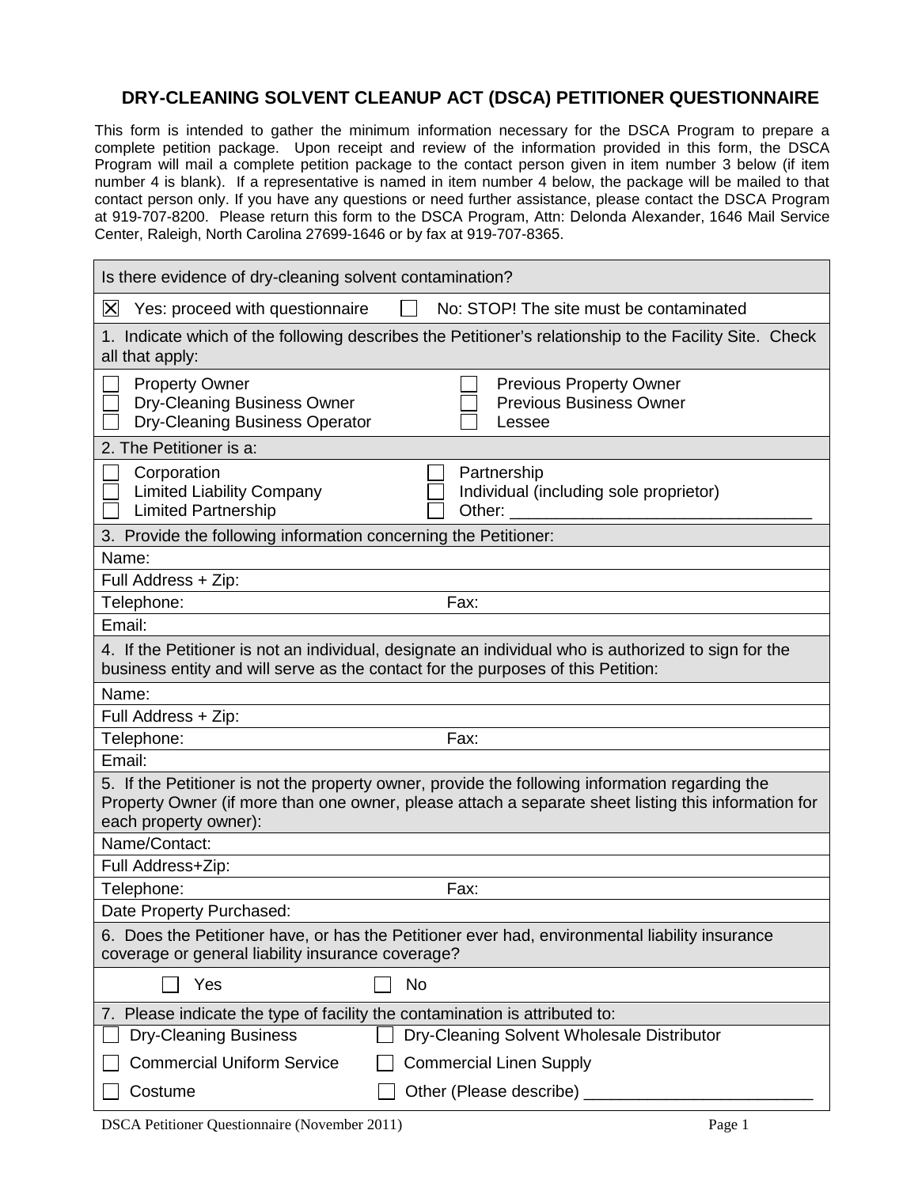# DRY-CLEANING SOLVENT CLEANUP ACT (DSCA) PETITIONER QUESTIONNAIRE

This form is intended to gather the minimum information necessary for the DSCA Program to prepare a complete petition package. Upon receipt and review of the information provided in this form, the DSCA Program will mail a complete petition package to the contact person given in item number 3 below (if item number 4 is blank). If a representative is named in item number 4 below, the package will be mailed to that contact person only. If you have any questions or need further assistance, please contact the DSCA Program at 919-707-8200. Please return this form to the DSCA Program, Attn: Delonda Alexander, 1646 Mail Service Center, Raleigh, North Carolina 27699-1646 or by fax at 919-707-8365.

**Is there evidence of dry-cleaning solvent contamination?**

☒ Yes: proceed with questionnaire ☐ No: STOP! The site must be contaminated

**1. Indicate which of the following describes the Petitioner's relationship to the Facility Site. Check all that apply:**

☐ Property Owner
☐ Dry-Cleaning Business Owner
☐ Dry-Cleaning Business Operator
☐ Previous Property Owner
☐ Previous Business Owner
☐ Lessee

**2. The Petitioner is a:**

☐ Corporation
☐ Limited Liability Company
☐ Limited Partnership
☐ Partnership
☐ Individual (including sole proprietor)
☐ Other: ________________________________

**3. Provide the following information concerning the Petitioner:**

Name:

Full Address + Zip:

Telephone: Fax:

Email:

**4. If the Petitioner is not an individual, designate an individual who is authorized to sign for the business entity and will serve as the contact for the purposes of this Petition:**

Name:

Full Address + Zip:

Telephone: Fax:

Email:

**5. If the Petitioner is not the property owner, provide the following information regarding the Property Owner (if more than one owner, please attach a separate sheet listing this information for each property owner):**

Name/Contact:

Full Address+Zip:

Telephone: Fax:

Date Property Purchased:

**6. Does the Petitioner have, or has the Petitioner ever had, environmental liability insurance coverage or general liability insurance coverage?**

☐ Yes ☐ No

**7. Please indicate the type of facility the contamination is attributed to:**

☐ Dry-Cleaning Business
☐ Dry-Cleaning Solvent Wholesale Distributor
☐ Commercial Uniform Service
☐ Commercial Linen Supply
☐ Costume
☐ Other (Please describe) ________________________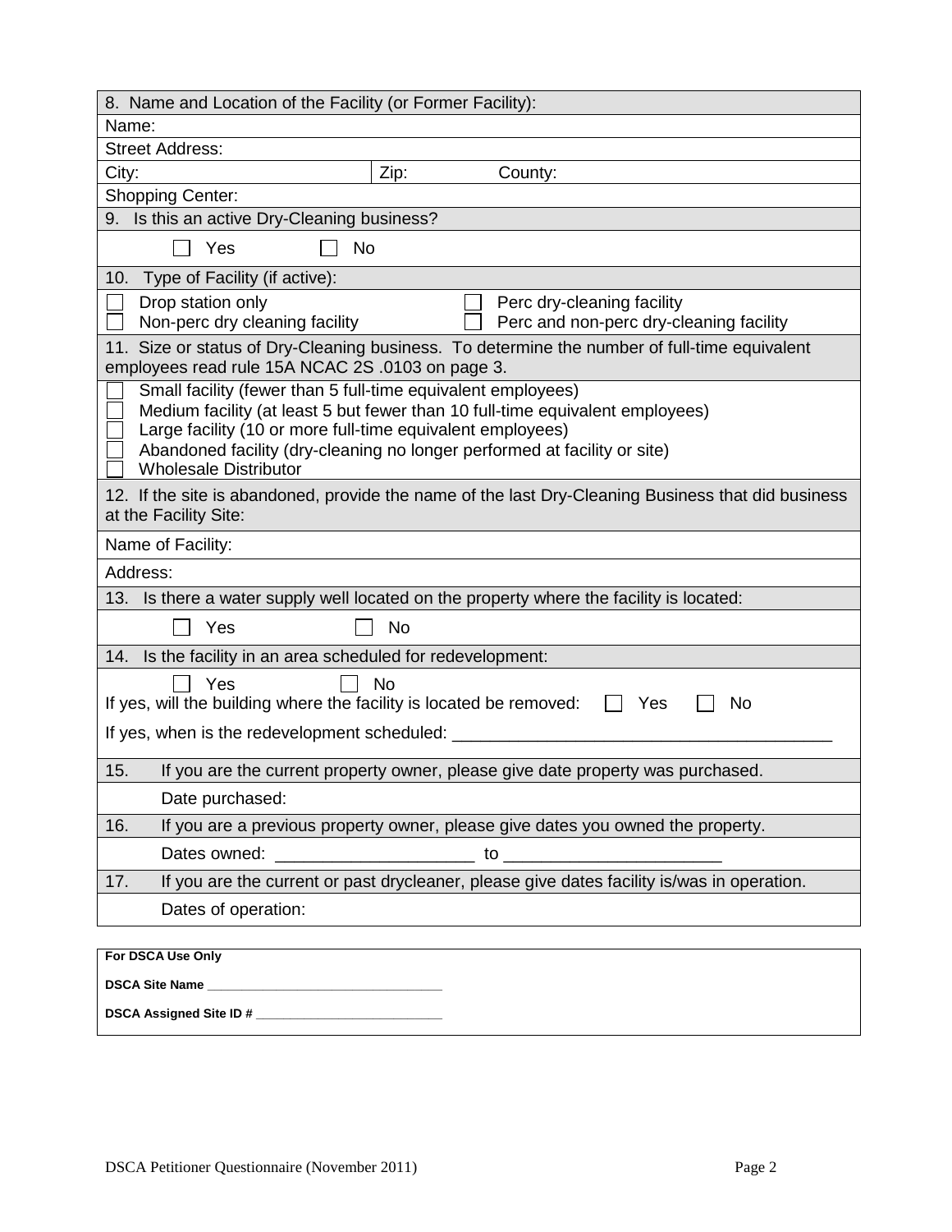| 8. Name and Location of the Facility (or Former Facility): | |
|---|---|
| Name: | |
| Street Address: | |
| City: | Zip: County: |
| Shopping Center: | |

**9. Is this an active Dry-Cleaning business?**

☐ Yes ☐ No

**10. Type of Facility (if active):**

| | |
|---|---|
| ☐ Drop station only | ☐ Perc dry-cleaning facility |
| ☐ Non-perc dry cleaning facility | ☐ Perc and non-perc dry-cleaning facility |

**11. Size or status of Dry-Cleaning business. To determine the number of full-time equivalent employees read rule 15A NCAC 2S .0103 on page 3.**

- ☐ Small facility (fewer than 5 full-time equivalent employees)
- ☐ Medium facility (at least 5 but fewer than 10 full-time equivalent employees)
- ☐ Large facility (10 or more full-time equivalent employees)
- ☐ Abandoned facility (dry-cleaning no longer performed at facility or site)
- ☐ Wholesale Distributor

**12. If the site is abandoned, provide the name of the last Dry-Cleaning Business that did business at the Facility Site:**

Name of Facility:

Address:

**13. Is there a water supply well located on the property where the facility is located:**

☐ Yes ☐ No

**14. Is the facility in an area scheduled for redevelopment:**

☐ Yes ☐ No

If yes, will the building where the facility is located be removed: ☐ Yes ☐ No

If yes, when is the redevelopment scheduled: ______________________________________

**15. If you are the current property owner, please give date property was purchased.**

Date purchased:

**16. If you are a previous property owner, please give dates you owned the property.**

Dates owned: ____________________ to ______________________

**17. If you are the current or past drycleaner, please give dates facility is/was in operation.**

Dates of operation:

---

**For DSCA Use Only**

**DSCA Site Name** ______________________________

**DSCA Assigned Site ID #** _________________________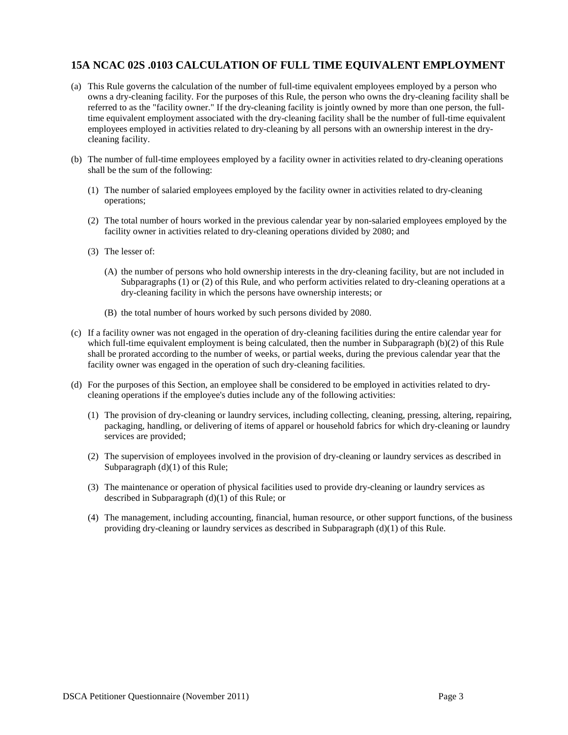## 15A NCAC 02S .0103 CALCULATION OF FULL TIME EQUIVALENT EMPLOYMENT

(a) This Rule governs the calculation of the number of full-time equivalent employees employed by a person who owns a dry-cleaning facility. For the purposes of this Rule, the person who owns the dry-cleaning facility shall be referred to as the "facility owner." If the dry-cleaning facility is jointly owned by more than one person, the full-time equivalent employment associated with the dry-cleaning facility shall be the number of full-time equivalent employees employed in activities related to dry-cleaning by all persons with an ownership interest in the dry-cleaning facility.

(b) The number of full-time employees employed by a facility owner in activities related to dry-cleaning operations shall be the sum of the following:

(1) The number of salaried employees employed by the facility owner in activities related to dry-cleaning operations;

(2) The total number of hours worked in the previous calendar year by non-salaried employees employed by the facility owner in activities related to dry-cleaning operations divided by 2080; and

(3) The lesser of:

(A) the number of persons who hold ownership interests in the dry-cleaning facility, but are not included in Subparagraphs (1) or (2) of this Rule, and who perform activities related to dry-cleaning operations at a dry-cleaning facility in which the persons have ownership interests; or

(B) the total number of hours worked by such persons divided by 2080.

(c) If a facility owner was not engaged in the operation of dry-cleaning facilities during the entire calendar year for which full-time equivalent employment is being calculated, then the number in Subparagraph (b)(2) of this Rule shall be prorated according to the number of weeks, or partial weeks, during the previous calendar year that the facility owner was engaged in the operation of such dry-cleaning facilities.

(d) For the purposes of this Section, an employee shall be considered to be employed in activities related to dry-cleaning operations if the employee's duties include any of the following activities:

(1) The provision of dry-cleaning or laundry services, including collecting, cleaning, pressing, altering, repairing, packaging, handling, or delivering of items of apparel or household fabrics for which dry-cleaning or laundry services are provided;

(2) The supervision of employees involved in the provision of dry-cleaning or laundry services as described in Subparagraph (d)(1) of this Rule;

(3) The maintenance or operation of physical facilities used to provide dry-cleaning or laundry services as described in Subparagraph (d)(1) of this Rule; or

(4) The management, including accounting, financial, human resource, or other support functions, of the business providing dry-cleaning or laundry services as described in Subparagraph (d)(1) of this Rule.